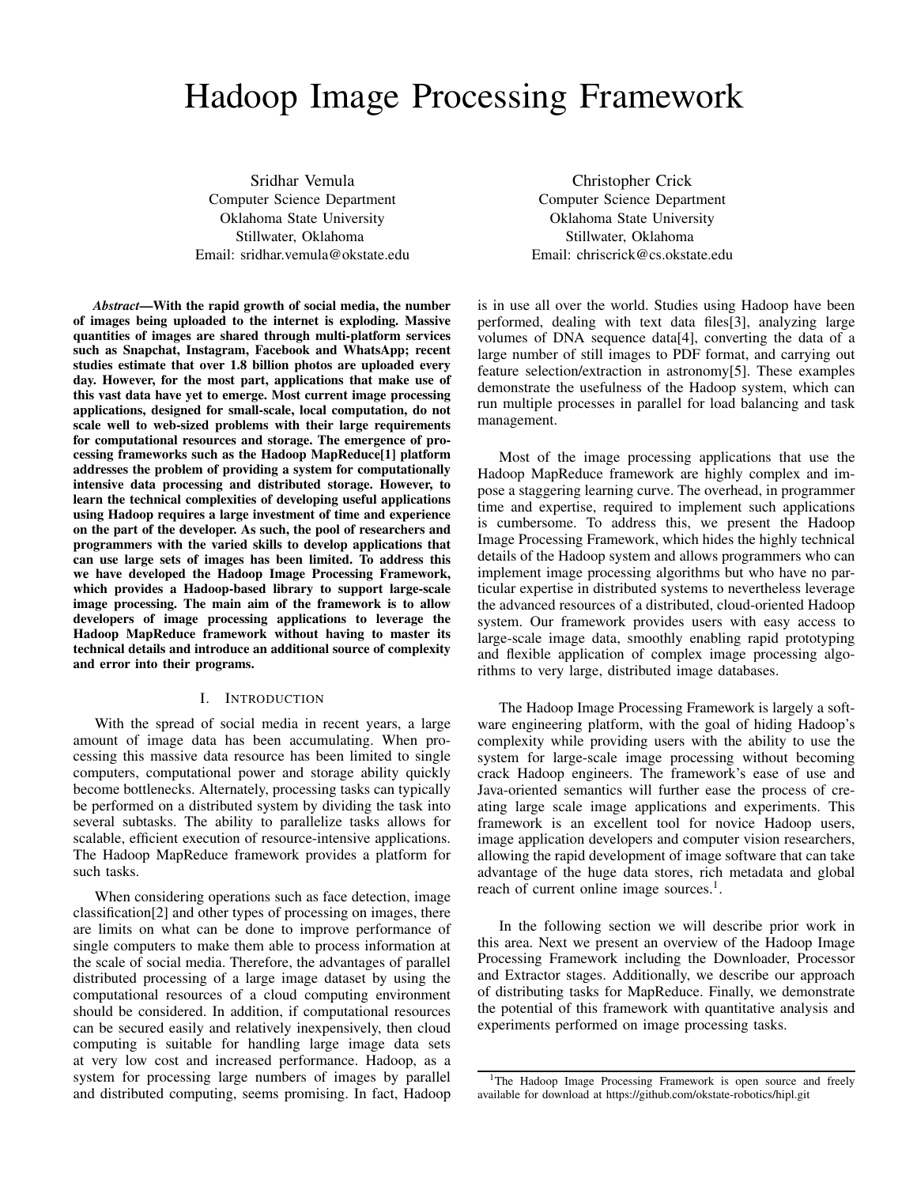# Hadoop Image Processing Framework

Sridhar Vemula
Computer Science Department
Oklahoma State University
Stillwater, Oklahoma
Email: sridhar.vemula@okstate.edu

Christopher Crick
Computer Science Department
Oklahoma State University
Stillwater, Oklahoma
Email: chriscrick@cs.okstate.edu

***Abstract*—With the rapid growth of social media, the number of images being uploaded to the internet is exploding. Massive quantities of images are shared through multi-platform services such as Snapchat, Instagram, Facebook and WhatsApp; recent studies estimate that over 1.8 billion photos are uploaded every day. However, for the most part, applications that make use of this vast data have yet to emerge. Most current image processing applications, designed for small-scale, local computation, do not scale well to web-sized problems with their large requirements for computational resources and storage. The emergence of processing frameworks such as the Hadoop MapReduce[1] platform addresses the problem of providing a system for computationally intensive data processing and distributed storage. However, to learn the technical complexities of developing useful applications using Hadoop requires a large investment of time and experience on the part of the developer. As such, the pool of researchers and programmers with the varied skills to develop applications that can use large sets of images has been limited. To address this we have developed the Hadoop Image Processing Framework, which provides a Hadoop-based library to support large-scale image processing. The main aim of the framework is to allow developers of image processing applications to leverage the Hadoop MapReduce framework without having to master its technical details and introduce an additional source of complexity and error into their programs.**

## I. Introduction

With the spread of social media in recent years, a large amount of image data has been accumulating. When processing this massive data resource has been limited to single computers, computational power and storage ability quickly become bottlenecks. Alternately, processing tasks can typically be performed on a distributed system by dividing the task into several subtasks. The ability to parallelize tasks allows for scalable, efficient execution of resource-intensive applications. The Hadoop MapReduce framework provides a platform for such tasks.

When considering operations such as face detection, image classification[2] and other types of processing on images, there are limits on what can be done to improve performance of single computers to make them able to process information at the scale of social media. Therefore, the advantages of parallel distributed processing of a large image dataset by using the computational resources of a cloud computing environment should be considered. In addition, if computational resources can be secured easily and relatively inexpensively, then cloud computing is suitable for handling large image data sets at very low cost and increased performance. Hadoop, as a system for processing large numbers of images by parallel and distributed computing, seems promising. In fact, Hadoop is in use all over the world. Studies using Hadoop have been performed, dealing with text data files[3], analyzing large volumes of DNA sequence data[4], converting the data of a large number of still images to PDF format, and carrying out feature selection/extraction in astronomy[5]. These examples demonstrate the usefulness of the Hadoop system, which can run multiple processes in parallel for load balancing and task management.

Most of the image processing applications that use the Hadoop MapReduce framework are highly complex and impose a staggering learning curve. The overhead, in programmer time and expertise, required to implement such applications is cumbersome. To address this, we present the Hadoop Image Processing Framework, which hides the highly technical details of the Hadoop system and allows programmers who can implement image processing algorithms but who have no particular expertise in distributed systems to nevertheless leverage the advanced resources of a distributed, cloud-oriented Hadoop system. Our framework provides users with easy access to large-scale image data, smoothly enabling rapid prototyping and flexible application of complex image processing algorithms to very large, distributed image databases.

The Hadoop Image Processing Framework is largely a software engineering platform, with the goal of hiding Hadoop's complexity while providing users with the ability to use the system for large-scale image processing without becoming crack Hadoop engineers. The framework's ease of use and Java-oriented semantics will further ease the process of creating large scale image applications and experiments. This framework is an excellent tool for novice Hadoop users, image application developers and computer vision researchers, allowing the rapid development of image software that can take advantage of the huge data stores, rich metadata and global reach of current online image sources.[1].

In the following section we will describe prior work in this area. Next we present an overview of the Hadoop Image Processing Framework including the Downloader, Processor and Extractor stages. Additionally, we describe our approach of distributing tasks for MapReduce. Finally, we demonstrate the potential of this framework with quantitative analysis and experiments performed on image processing tasks.

[1]The Hadoop Image Processing Framework is open source and freely available for download at https://github.com/okstate-robotics/hipl.git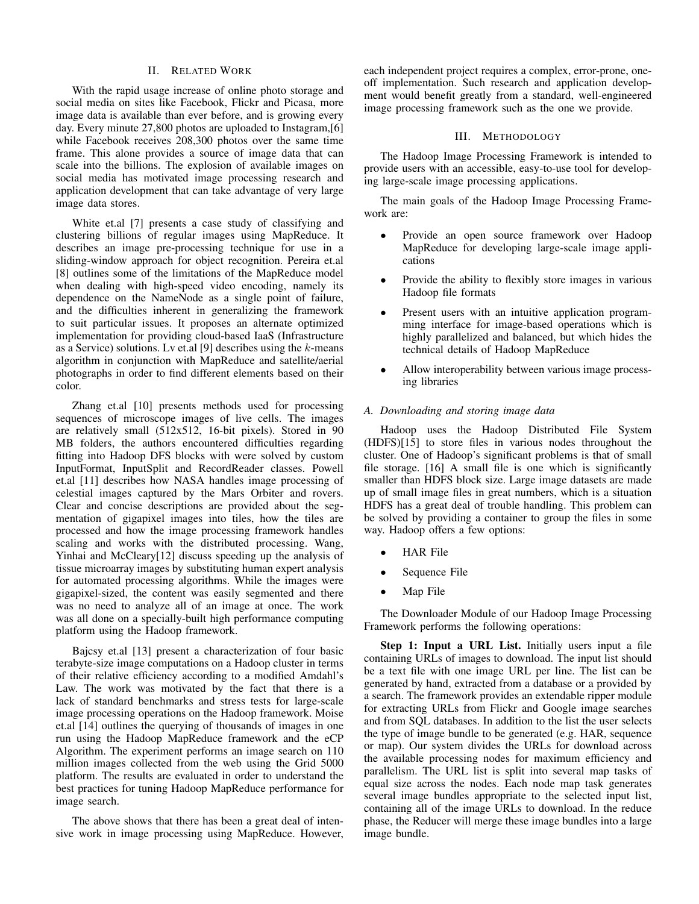## II. Related Work

With the rapid usage increase of online photo storage and social media on sites like Facebook, Flickr and Picasa, more image data is available than ever before, and is growing every day. Every minute 27,800 photos are uploaded to Instagram,[6] while Facebook receives 208,300 photos over the same time frame. This alone provides a source of image data that can scale into the billions. The explosion of available images on social media has motivated image processing research and application development that can take advantage of very large image data stores.

White et.al [7] presents a case study of classifying and clustering billions of regular images using MapReduce. It describes an image pre-processing technique for use in a sliding-window approach for object recognition. Pereira et.al [8] outlines some of the limitations of the MapReduce model when dealing with high-speed video encoding, namely its dependence on the NameNode as a single point of failure, and the difficulties inherent in generalizing the framework to suit particular issues. It proposes an alternate optimized implementation for providing cloud-based IaaS (Infrastructure as a Service) solutions. Lv et.al [9] describes using the $k$-means algorithm in conjunction with MapReduce and satellite/aerial photographs in order to find different elements based on their color.

Zhang et.al [10] presents methods used for processing sequences of microscope images of live cells. The images are relatively small (512x512, 16-bit pixels). Stored in 90 MB folders, the authors encountered difficulties regarding fitting into Hadoop DFS blocks with were solved by custom InputFormat, InputSplit and RecordReader classes. Powell et.al [11] describes how NASA handles image processing of celestial images captured by the Mars Orbiter and rovers. Clear and concise descriptions are provided about the segmentation of gigapixel images into tiles, how the tiles are processed and how the image processing framework handles scaling and works with the distributed processing. Wang, Yinhai and McCleary[12] discuss speeding up the analysis of tissue microarray images by substituting human expert analysis for automated processing algorithms. While the images were gigapixel-sized, the content was easily segmented and there was no need to analyze all of an image at once. The work was all done on a specially-built high performance computing platform using the Hadoop framework.

Bajcsy et.al [13] present a characterization of four basic terabyte-size image computations on a Hadoop cluster in terms of their relative efficiency according to a modified Amdahl's Law. The work was motivated by the fact that there is a lack of standard benchmarks and stress tests for large-scale image processing operations on the Hadoop framework. Moise et.al [14] outlines the querying of thousands of images in one run using the Hadoop MapReduce framework and the eCP Algorithm. The experiment performs an image search on 110 million images collected from the web using the Grid 5000 platform. The results are evaluated in order to understand the best practices for tuning Hadoop MapReduce performance for image search.

The above shows that there has been a great deal of intensive work in image processing using MapReduce. However, each independent project requires a complex, error-prone, one-off implementation. Such research and application development would benefit greatly from a standard, well-engineered image processing framework such as the one we provide.

## III. Methodology

The Hadoop Image Processing Framework is intended to provide users with an accessible, easy-to-use tool for developing large-scale image processing applications.

The main goals of the Hadoop Image Processing Framework are:

- Provide an open source framework over Hadoop MapReduce for developing large-scale image applications
- Provide the ability to flexibly store images in various Hadoop file formats
- Present users with an intuitive application programming interface for image-based operations which is highly parallelized and balanced, but which hides the technical details of Hadoop MapReduce
- Allow interoperability between various image processing libraries

### *A. Downloading and storing image data*

Hadoop uses the Hadoop Distributed File System (HDFS)[15] to store files in various nodes throughout the cluster. One of Hadoop's significant problems is that of small file storage. [16] A small file is one which is significantly smaller than HDFS block size. Large image datasets are made up of small image files in great numbers, which is a situation HDFS has a great deal of trouble handling. This problem can be solved by providing a container to group the files in some way. Hadoop offers a few options:

- HAR File
- Sequence File
- Map File

The Downloader Module of our Hadoop Image Processing Framework performs the following operations:

**Step 1: Input a URL List.** Initially users input a file containing URLs of images to download. The input list should be a text file with one image URL per line. The list can be generated by hand, extracted from a database or a provided by a search. The framework provides an extendable ripper module for extracting URLs from Flickr and Google image searches and from SQL databases. In addition to the list the user selects the type of image bundle to be generated (e.g. HAR, sequence or map). Our system divides the URLs for download across the available processing nodes for maximum efficiency and parallelism. The URL list is split into several map tasks of equal size across the nodes. Each node map task generates several image bundles appropriate to the selected input list, containing all of the image URLs to download. In the reduce phase, the Reducer will merge these image bundles into a large image bundle.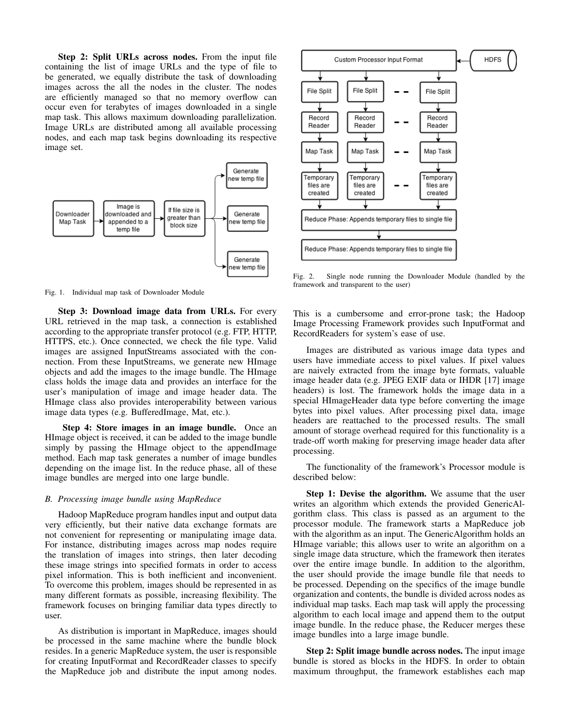**Step 2: Split URLs across nodes.** From the input file containing the list of image URLs and the type of file to be generated, we equally distribute the task of downloading images across the all the nodes in the cluster. The nodes are efficiently managed so that no memory overflow can occur even for terabytes of images downloaded in a single map task. This allows maximum downloading parallelization. Image URLs are distributed among all available processing nodes, and each map task begins downloading its respective image set.

Fig. 1. Individual map task of Downloader Module

**Step 3: Download image data from URLs.** For every URL retrieved in the map task, a connection is established according to the appropriate transfer protocol (e.g. FTP, HTTP, HTTPS, etc.). Once connected, we check the file type. Valid images are assigned InputStreams associated with the connection. From these InputStreams, we generate new HImage objects and add the images to the image bundle. The HImage class holds the image data and provides an interface for the user's manipulation of image and image header data. The HImage class also provides interoperability between various image data types (e.g. BufferedImage, Mat, etc.).

**Step 4: Store images in an image bundle.** Once an HImage object is received, it can be added to the image bundle simply by passing the HImage object to the appendImage method. Each map task generates a number of image bundles depending on the image list. In the reduce phase, all of these image bundles are merged into one large bundle.

### *B. Processing image bundle using MapReduce*

Hadoop MapReduce program handles input and output data very efficiently, but their native data exchange formats are not convenient for representing or manipulating image data. For instance, distributing images across map nodes require the translation of images into strings, then later decoding these image strings into specified formats in order to access pixel information. This is both inefficient and inconvenient. To overcome this problem, images should be represented in as many different formats as possible, increasing flexibility. The framework focuses on bringing familiar data types directly to user.

As distribution is important in MapReduce, images should be processed in the same machine where the bundle block resides. In a generic MapReduce system, the user is responsible for creating InputFormat and RecordReader classes to specify the MapReduce job and distribute the input among nodes. This is a cumbersome and error-prone task; the Hadoop Image Processing Framework provides such InputFormat and RecordReaders for system's ease of use.

Fig. 2. Single node running the Downloader Module (handled by the framework and transparent to the user)

Images are distributed as various image data types and users have immediate access to pixel values. If pixel values are naively extracted from the image byte formats, valuable image header data (e.g. JPEG EXIF data or IHDR [17] image headers) is lost. The framework holds the image data in a special HImageHeader data type before converting the image bytes into pixel values. After processing pixel data, image headers are reattached to the processed results. The small amount of storage overhead required for this functionality is a trade-off worth making for preserving image header data after processing.

The functionality of the framework's Processor module is described below:

**Step 1: Devise the algorithm.** We assume that the user writes an algorithm which extends the provided GenericAlgorithm class. This class is passed as an argument to the processor module. The framework starts a MapReduce job with the algorithm as an input. The GenericAlgorithm holds an HImage variable; this allows user to write an algorithm on a single image data structure, which the framework then iterates over the entire image bundle. In addition to the algorithm, the user should provide the image bundle file that needs to be processed. Depending on the specifics of the image bundle organization and contents, the bundle is divided across nodes as individual map tasks. Each map task will apply the processing algorithm to each local image and append them to the output image bundle. In the reduce phase, the Reducer merges these image bundles into a large image bundle.

**Step 2: Split image bundle across nodes.** The input image bundle is stored as blocks in the HDFS. In order to obtain maximum throughput, the framework establishes each map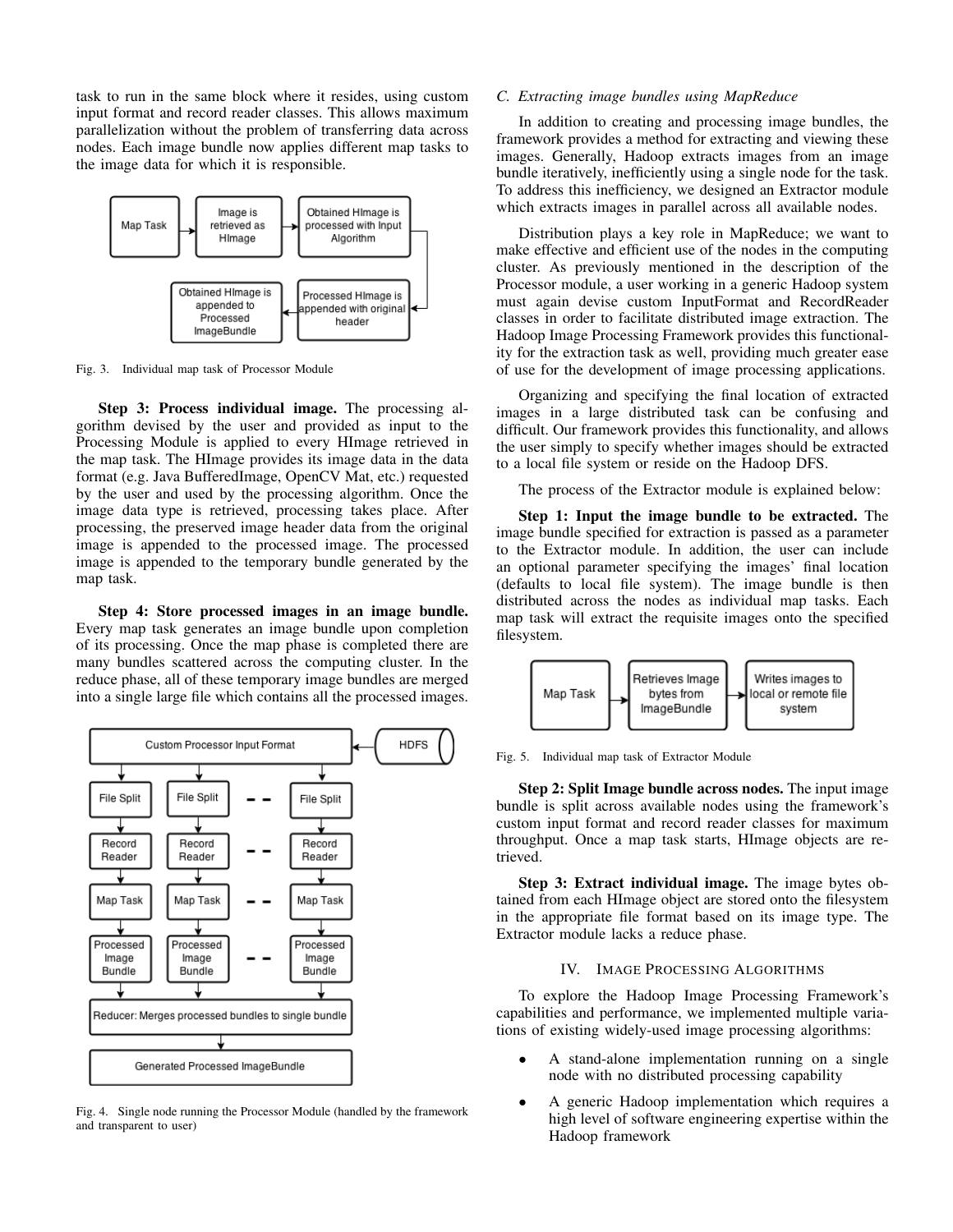task to run in the same block where it resides, using custom input format and record reader classes. This allows maximum parallelization without the problem of transferring data across nodes. Each image bundle now applies different map tasks to the image data for which it is responsible.

Fig. 3. Individual map task of Processor Module

**Step 3: Process individual image.** The processing algorithm devised by the user and provided as input to the Processing Module is applied to every HImage retrieved in the map task. The HImage provides its image data in the data format (e.g. Java BufferedImage, OpenCV Mat, etc.) requested by the user and used by the processing algorithm. Once the image data type is retrieved, processing takes place. After processing, the preserved image header data from the original image is appended to the processed image. The processed image is appended to the temporary bundle generated by the map task.

**Step 4: Store processed images in an image bundle.** Every map task generates an image bundle upon completion of its processing. Once the map phase is completed there are many bundles scattered across the computing cluster. In the reduce phase, all of these temporary image bundles are merged into a single large file which contains all the processed images.

Fig. 4. Single node running the Processor Module (handled by the framework and transparent to user)

### C. Extracting image bundles using MapReduce

In addition to creating and processing image bundles, the framework provides a method for extracting and viewing these images. Generally, Hadoop extracts images from an image bundle iteratively, inefficiently using a single node for the task. To address this inefficiency, we designed an Extractor module which extracts images in parallel across all available nodes.

Distribution plays a key role in MapReduce; we want to make effective and efficient use of the nodes in the computing cluster. As previously mentioned in the description of the Processor module, a user working in a generic Hadoop system must again devise custom InputFormat and RecordReader classes in order to facilitate distributed image extraction. The Hadoop Image Processing Framework provides this functionality for the extraction task as well, providing much greater ease of use for the development of image processing applications.

Organizing and specifying the final location of extracted images in a large distributed task can be confusing and difficult. Our framework provides this functionality, and allows the user simply to specify whether images should be extracted to a local file system or reside on the Hadoop DFS.

The process of the Extractor module is explained below:

**Step 1: Input the image bundle to be extracted.** The image bundle specified for extraction is passed as a parameter to the Extractor module. In addition, the user can include an optional parameter specifying the images' final location (defaults to local file system). The image bundle is then distributed across the nodes as individual map tasks. Each map task will extract the requisite images onto the specified filesystem.

Fig. 5. Individual map task of Extractor Module

**Step 2: Split Image bundle across nodes.** The input image bundle is split across available nodes using the framework's custom input format and record reader classes for maximum throughput. Once a map task starts, HImage objects are retrieved.

**Step 3: Extract individual image.** The image bytes obtained from each HImage object are stored onto the filesystem in the appropriate file format based on its image type. The Extractor module lacks a reduce phase.

## IV. Image Processing Algorithms

To explore the Hadoop Image Processing Framework's capabilities and performance, we implemented multiple variations of existing widely-used image processing algorithms:

- A stand-alone implementation running on a single node with no distributed processing capability
- A generic Hadoop implementation which requires a high level of software engineering expertise within the Hadoop framework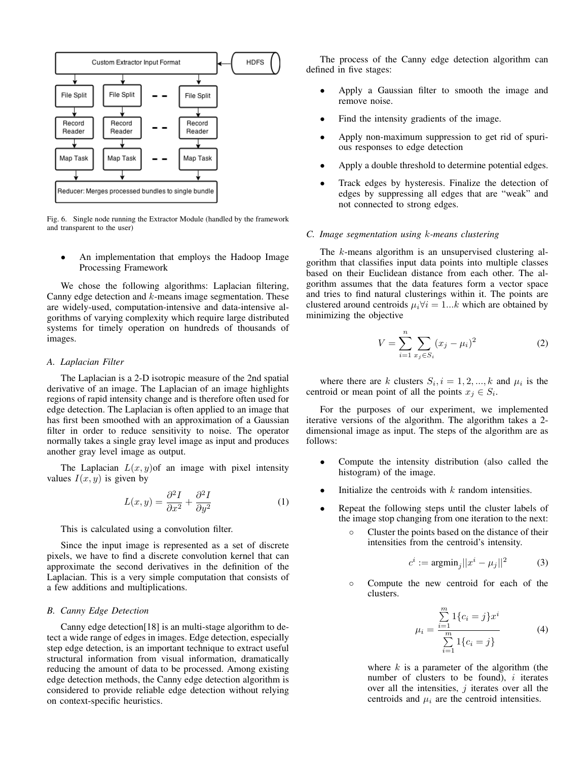Fig. 6. Single node running the Extractor Module (handled by the framework and transparent to the user)

- An implementation that employs the Hadoop Image Processing Framework

We chose the following algorithms: Laplacian filtering, Canny edge detection and $k$-means image segmentation. These are widely-used, computation-intensive and data-intensive algorithms of varying complexity which require large distributed systems for timely operation on hundreds of thousands of images.

### A. Laplacian Filter

The Laplacian is a 2-D isotropic measure of the 2nd spatial derivative of an image. The Laplacian of an image highlights regions of rapid intensity change and is therefore often used for edge detection. The Laplacian is often applied to an image that has first been smoothed with an approximation of a Gaussian filter in order to reduce sensitivity to noise. The operator normally takes a single gray level image as input and produces another gray level image as output.

The Laplacian $L(x, y)$of an image with pixel intensity values $I(x, y)$ is given by

$$L(x,y) = \frac{\partial^2 I}{\partial x^2} + \frac{\partial^2 I}{\partial y^2} \tag{1}$$

This is calculated using a convolution filter.

Since the input image is represented as a set of discrete pixels, we have to find a discrete convolution kernel that can approximate the second derivatives in the definition of the Laplacian. This is a very simple computation that consists of a few additions and multiplications.

### B. Canny Edge Detection

Canny edge detection[18] is an multi-stage algorithm to detect a wide range of edges in images. Edge detection, especially step edge detection, is an important technique to extract useful structural information from visual information, dramatically reducing the amount of data to be processed. Among existing edge detection methods, the Canny edge detection algorithm is considered to provide reliable edge detection without relying on context-specific heuristics.

The process of the Canny edge detection algorithm can defined in five stages:

- Apply a Gaussian filter to smooth the image and remove noise.
- Find the intensity gradients of the image.
- Apply non-maximum suppression to get rid of spurious responses to edge detection
- Apply a double threshold to determine potential edges.
- Track edges by hysteresis. Finalize the detection of edges by suppressing all edges that are "weak" and not connected to strong edges.

### C. Image segmentation using $k$-means clustering

The $k$-means algorithm is an unsupervised clustering algorithm that classifies input data points into multiple classes based on their Euclidean distance from each other. The algorithm assumes that the data features form a vector space and tries to find natural clusterings within it. The points are clustered around centroids $\mu_i \forall i = 1...k$ which are obtained by minimizing the objective

$$V = \sum_{i=1}^{n} \sum_{x_j \in S_i} (x_j - \mu_i)^2 \tag{2}$$

where there are $k$ clusters $S_i, i = 1, 2, ..., k$ and $\mu_i$ is the centroid or mean point of all the points $x_j \in S_i$.

For the purposes of our experiment, we implemented iterative versions of the algorithm. The algorithm takes a 2-dimensional image as input. The steps of the algorithm are as follows:

- Compute the intensity distribution (also called the histogram) of the image.
- Initialize the centroids with $k$ random intensities.
- Repeat the following steps until the cluster labels of the image stop changing from one iteration to the next:
  - Cluster the points based on the distance of their intensities from the centroid's intensity.

    $$c^i := \text{argmin}_j ||x^i - \mu_j||^2 \tag{3}$$

  - Compute the new centroid for each of the clusters.

    $$\mu_i = \frac{\sum_{i=1}^{m} 1\{c_i = j\} x^i}{\sum_{i=1}^{m} 1\{c_i = j\}} \tag{4}$$

    where $k$ is a parameter of the algorithm (the number of clusters to be found), $i$ iterates over all the intensities, $j$ iterates over all the centroids and $\mu_i$ are the centroid intensities.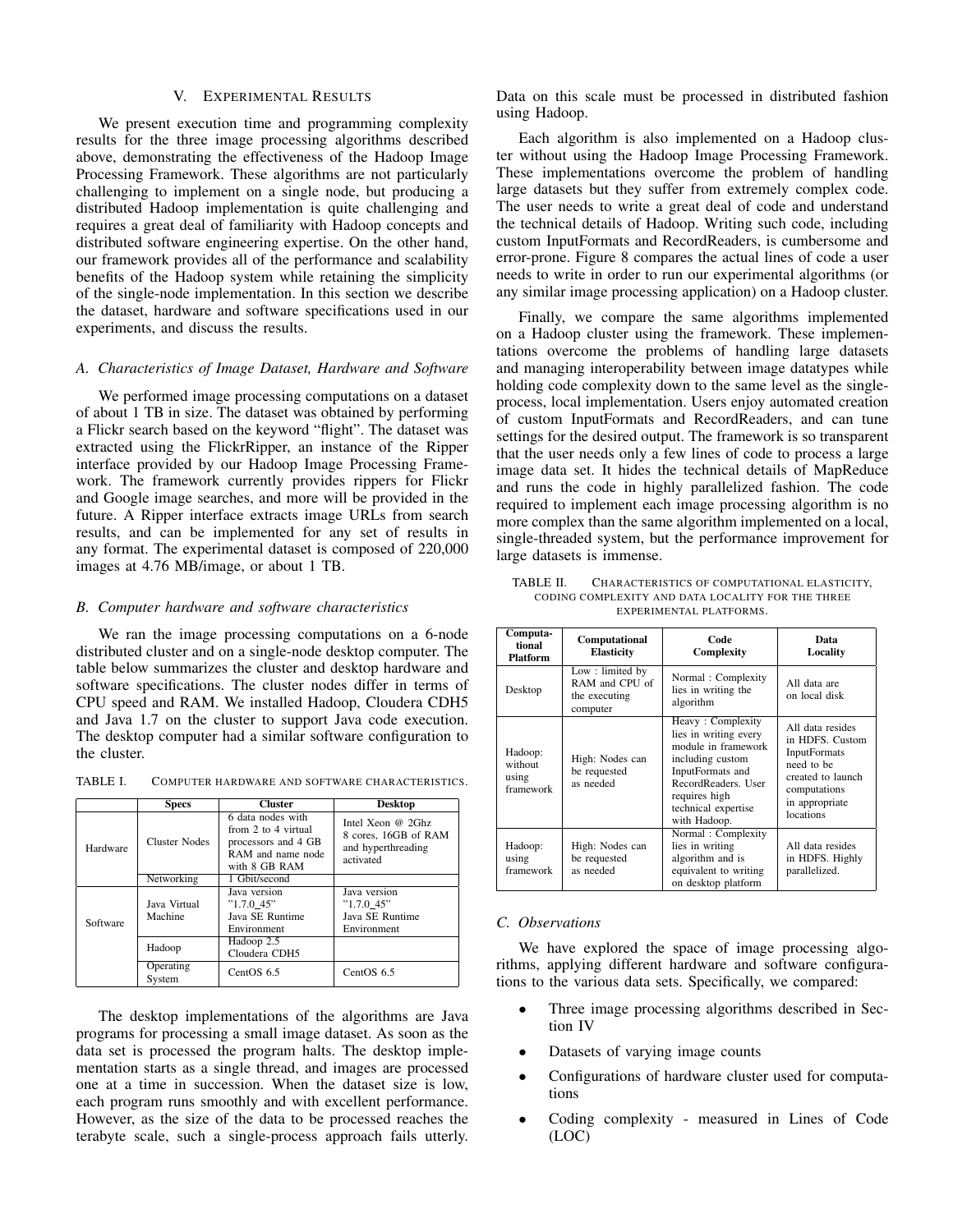## V. Experimental Results

We present execution time and programming complexity results for the three image processing algorithms described above, demonstrating the effectiveness of the Hadoop Image Processing Framework. These algorithms are not particularly challenging to implement on a single node, but producing a distributed Hadoop implementation is quite challenging and requires a great deal of familiarity with Hadoop concepts and distributed software engineering expertise. On the other hand, our framework provides all of the performance and scalability benefits of the Hadoop system while retaining the simplicity of the single-node implementation. In this section we describe the dataset, hardware and software specifications used in our experiments, and discuss the results.

### A. Characteristics of Image Dataset, Hardware and Software

We performed image processing computations on a dataset of about 1 TB in size. The dataset was obtained by performing a Flickr search based on the keyword "flight". The dataset was extracted using the FlickrRipper, an instance of the Ripper interface provided by our Hadoop Image Processing Framework. The framework currently provides rippers for Flickr and Google image searches, and more will be provided in the future. A Ripper interface extracts image URLs from search results, and can be implemented for any set of results in any format. The experimental dataset is composed of 220,000 images at 4.76 MB/image, or about 1 TB.

### B. Computer hardware and software characteristics

We ran the image processing computations on a 6-node distributed cluster and on a single-node desktop computer. The table below summarizes the cluster and desktop hardware and software specifications. The cluster nodes differ in terms of CPU speed and RAM. We installed Hadoop, Cloudera CDH5 and Java 1.7 on the cluster to support Java code execution. The desktop computer had a similar software configuration to the cluster.

TABLE I. Computer hardware and software characteristics.

| | Specs | Cluster | Desktop |
|---|---|---|---|
| Hardware | Cluster Nodes | 6 data nodes with from 2 to 4 virtual processors and 4 GB RAM and name node with 8 GB RAM | Intel Xeon @ 2Ghz 8 cores, 16GB of RAM and hyperthreading activated |
| | Networking | 1 Gbit/second | |
| Software | Java Virtual Machine | Java version "1.7.0_45" Java SE Runtime Environment | Java version "1.7.0_45" Java SE Runtime Environment |
| | Hadoop | Hadoop 2.5 Cloudera CDH5 | |
| | Operating System | CentOS 6.5 | CentOS 6.5 |

The desktop implementations of the algorithms are Java programs for processing a small image dataset. As soon as the data set is processed the program halts. The desktop implementation starts as a single thread, and images are processed one at a time in succession. When the dataset size is low, each program runs smoothly and with excellent performance. However, as the size of the data to be processed reaches the terabyte scale, such a single-process approach fails utterly. Data on this scale must be processed in distributed fashion using Hadoop.

Each algorithm is also implemented on a Hadoop cluster without using the Hadoop Image Processing Framework. These implementations overcome the problem of handling large datasets but they suffer from extremely complex code. The user needs to write a great deal of code and understand the technical details of Hadoop. Writing such code, including custom InputFormats and RecordReaders, is cumbersome and error-prone. Figure 8 compares the actual lines of code a user needs to write in order to run our experimental algorithms (or any similar image processing application) on a Hadoop cluster.

Finally, we compare the same algorithms implemented on a Hadoop cluster using the framework. These implementations overcome the problems of handling large datasets and managing interoperability between image datatypes while holding code complexity down to the same level as the single-process, local implementation. Users enjoy automated creation of custom InputFormats and RecordReaders, and can tune settings for the desired output. The framework is so transparent that the user needs only a few lines of code to process a large image data set. It hides the technical details of MapReduce and runs the code in highly parallelized fashion. The code required to implement each image processing algorithm is no more complex than the same algorithm implemented on a local, single-threaded system, but the performance improvement for large datasets is immense.

TABLE II. Characteristics of computational elasticity, coding complexity and data locality for the three experimental platforms.

| Computational Platform | Computational Elasticity | Code Complexity | Data Locality |
|---|---|---|---|
| Desktop | Low : limited by RAM and CPU of the executing computer | Normal : Complexity lies in writing the algorithm | All data are on local disk |
| Hadoop: without using framework | High: Nodes can be requested as needed | Heavy : Complexity lies in writing every module in framework including custom InputFormats and RecordReaders. User requires high technical expertise with Hadoop. | All data resides in HDFS. Custom InputFormats need to be created to launch computations in appropriate locations |
| Hadoop: using framework | High: Nodes can be requested as needed | Normal : Complexity lies in writing algorithm and is equivalent to writing on desktop platform | All data resides in HDFS. Highly parallelized. |

### C. Observations

We have explored the space of image processing algorithms, applying different hardware and software configurations to the various data sets. Specifically, we compared:

- Three image processing algorithms described in Section IV
- Datasets of varying image counts
- Configurations of hardware cluster used for computations
- Coding complexity - measured in Lines of Code (LOC)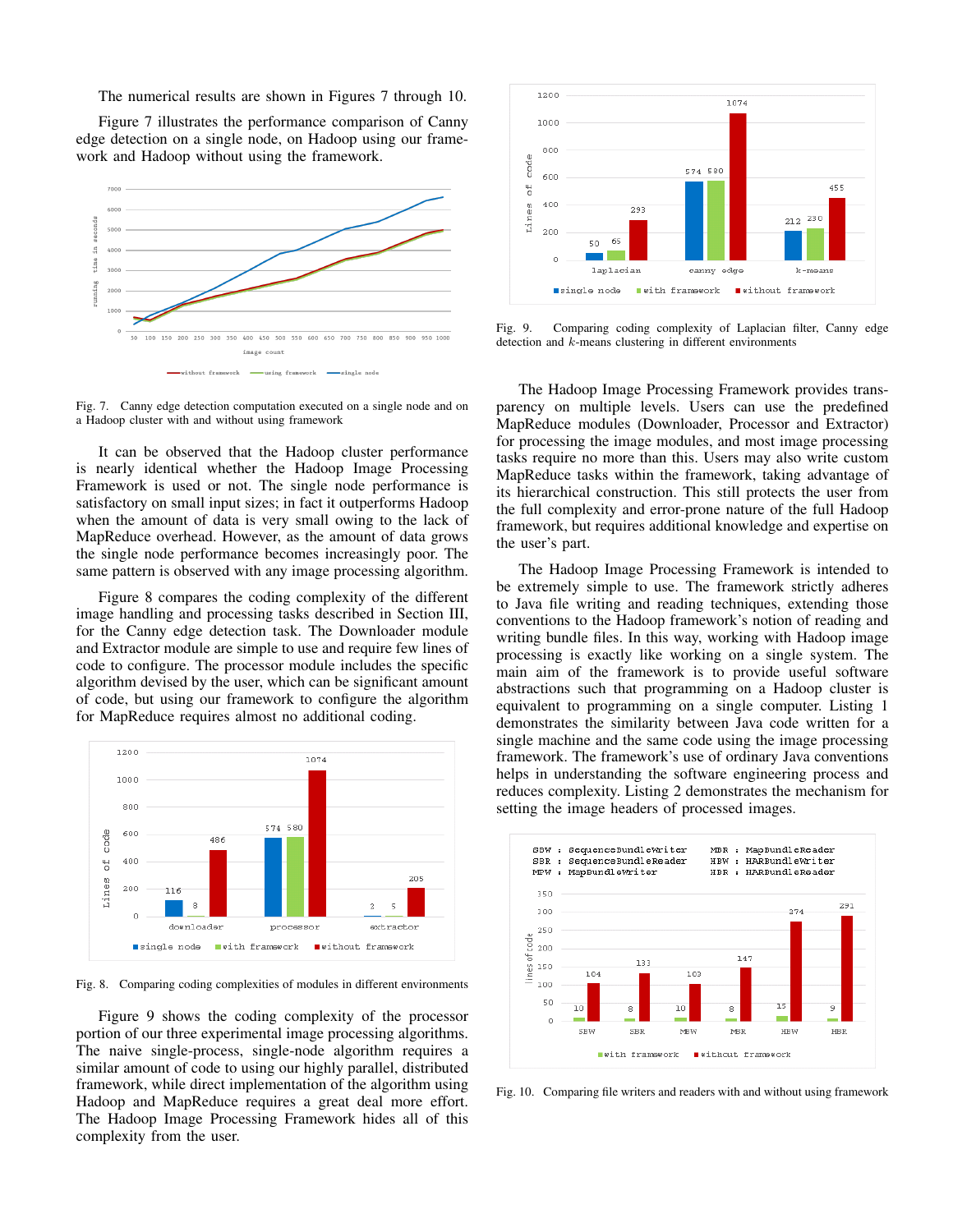The numerical results are shown in Figures 7 through 10.

Figure 7 illustrates the performance comparison of Canny edge detection on a single node, on Hadoop using our framework and Hadoop without using the framework.

Fig. 7. Canny edge detection computation executed on a single node and on a Hadoop cluster with and without using framework

It can be observed that the Hadoop cluster performance is nearly identical whether the Hadoop Image Processing Framework is used or not. The single node performance is satisfactory on small input sizes; in fact it outperforms Hadoop when the amount of data is very small owing to the lack of MapReduce overhead. However, as the amount of data grows the single node performance becomes increasingly poor. The same pattern is observed with any image processing algorithm.

Figure 8 compares the coding complexity of the different image handling and processing tasks described in Section III, for the Canny edge detection task. The Downloader module and Extractor module are simple to use and require few lines of code to configure. The processor module includes the specific algorithm devised by the user, which can be significant amount of code, but using our framework to configure the algorithm for MapReduce requires almost no additional coding.

Fig. 8. Comparing coding complexities of modules in different environments

Figure 9 shows the coding complexity of the processor portion of our three experimental image processing algorithms. The naive single-process, single-node algorithm requires a similar amount of code to using our highly parallel, distributed framework, while direct implementation of the algorithm using Hadoop and MapReduce requires a great deal more effort. The Hadoop Image Processing Framework hides all of this complexity from the user.

Fig. 9. Comparing coding complexity of Laplacian filter, Canny edge detection and $k$-means clustering in different environments

The Hadoop Image Processing Framework provides transparency on multiple levels. Users can use the predefined MapReduce modules (Downloader, Processor and Extractor) for processing the image modules, and most image processing tasks require no more than this. Users may also write custom MapReduce tasks within the framework, taking advantage of its hierarchical construction. This still protects the user from the full complexity and error-prone nature of the full Hadoop framework, but requires additional knowledge and expertise on the user's part.

The Hadoop Image Processing Framework is intended to be extremely simple to use. The framework strictly adheres to Java file writing and reading techniques, extending those conventions to the Hadoop framework's notion of reading and writing bundle files. In this way, working with Hadoop image processing is exactly like working on a single system. The main aim of the framework is to provide useful software abstractions such that programming on a Hadoop cluster is equivalent to programming on a single computer. Listing 1 demonstrates the similarity between Java code written for a single machine and the same code using the image processing framework. The framework's use of ordinary Java conventions helps in understanding the software engineering process and reduces complexity. Listing 2 demonstrates the mechanism for setting the image headers of processed images.

Fig. 10. Comparing file writers and readers with and without using framework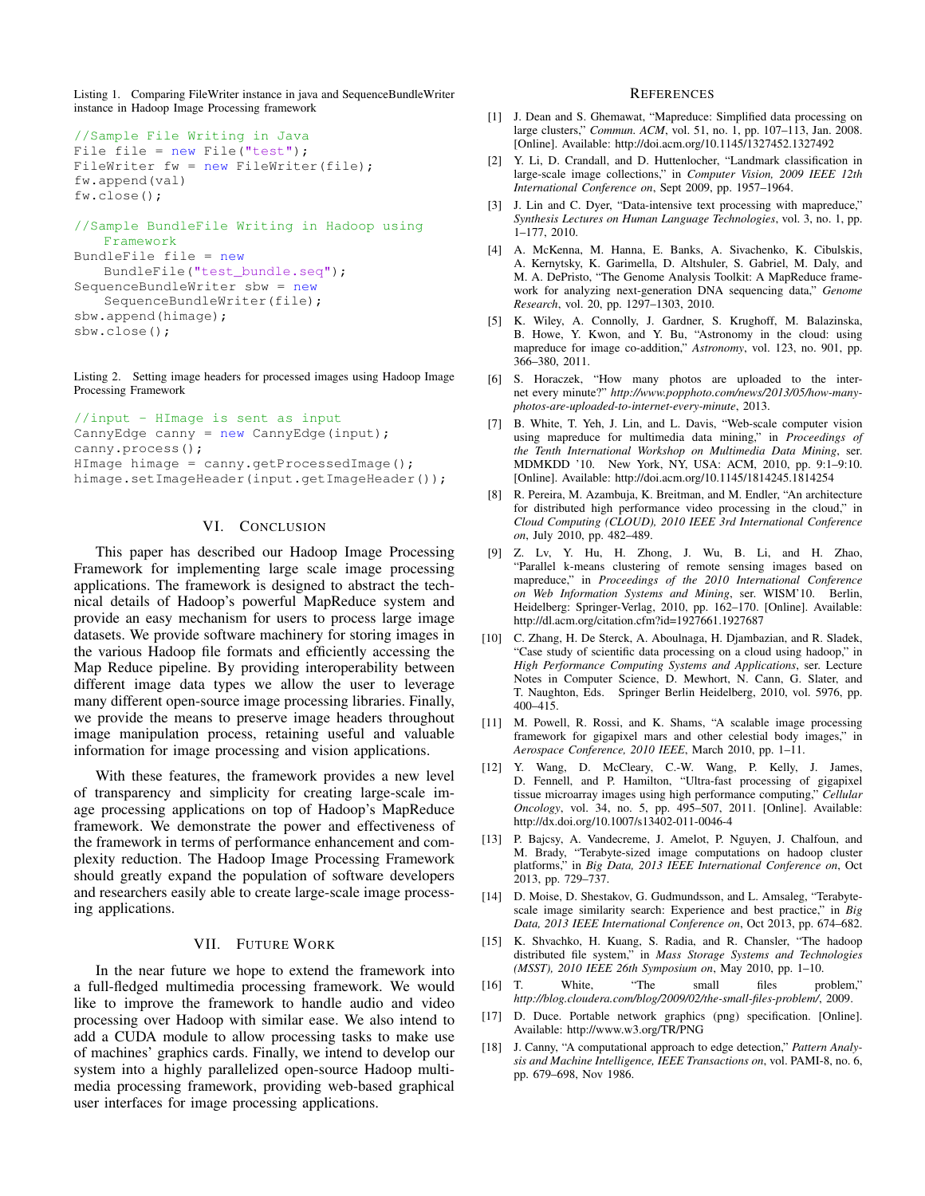Listing 1. Comparing FileWriter instance in java and SequenceBundleWriter instance in Hadoop Image Processing framework

```
//Sample File Writing in Java
File file = new File("test");
FileWriter fw = new FileWriter(file);
fw.append(val)
fw.close();

//Sample BundleFile Writing in Hadoop using
    Framework
BundleFile file = new
    BundleFile("test_bundle.seq");
SequenceBundleWriter sbw = new
    SequenceBundleWriter(file);
sbw.append(himage);
sbw.close();
```

Listing 2. Setting image headers for processed images using Hadoop Image Processing Framework

```
//input - HImage is sent as input
CannyEdge canny = new CannyEdge(input);
canny.process();
HImage himage = canny.getProcessedImage();
himage.setImageHeader(input.getImageHeader());
```

## VI. Conclusion

This paper has described our Hadoop Image Processing Framework for implementing large scale image processing applications. The framework is designed to abstract the technical details of Hadoop's powerful MapReduce system and provide an easy mechanism for users to process large image datasets. We provide software machinery for storing images in the various Hadoop file formats and efficiently accessing the Map Reduce pipeline. By providing interoperability between different image data types we allow the user to leverage many different open-source image processing libraries. Finally, we provide the means to preserve image headers throughout image manipulation process, retaining useful and valuable information for image processing and vision applications.

With these features, the framework provides a new level of transparency and simplicity for creating large-scale image processing applications on top of Hadoop's MapReduce framework. We demonstrate the power and effectiveness of the framework in terms of performance enhancement and complexity reduction. The Hadoop Image Processing Framework should greatly expand the population of software developers and researchers easily able to create large-scale image processing applications.

## VII. Future Work

In the near future we hope to extend the framework into a full-fledged multimedia processing framework. We would like to improve the framework to handle audio and video processing over Hadoop with similar ease. We also intend to add a CUDA module to allow processing tasks to make use of machines' graphics cards. Finally, we intend to develop our system into a highly parallelized open-source Hadoop multimedia processing framework, providing web-based graphical user interfaces for image processing applications.

## References

[1] J. Dean and S. Ghemawat, "Mapreduce: Simplified data processing on large clusters," *Commun. ACM*, vol. 51, no. 1, pp. 107–113, Jan. 2008. [Online]. Available: http://doi.acm.org/10.1145/1327452.1327492

[2] Y. Li, D. Crandall, and D. Huttenlocher, "Landmark classification in large-scale image collections," in *Computer Vision, 2009 IEEE 12th International Conference on*, Sept 2009, pp. 1957–1964.

[3] J. Lin and C. Dyer, "Data-intensive text processing with mapreduce," *Synthesis Lectures on Human Language Technologies*, vol. 3, no. 1, pp. 1–177, 2010.

[4] A. McKenna, M. Hanna, E. Banks, A. Sivachenko, K. Cibulskis, A. Kernytsky, K. Garimella, D. Altshuler, S. Gabriel, M. Daly, and M. A. DePristo, "The Genome Analysis Toolkit: A MapReduce framework for analyzing next-generation DNA sequencing data," *Genome Research*, vol. 20, pp. 1297–1303, 2010.

[5] K. Wiley, A. Connolly, J. Gardner, S. Krughoff, M. Balazinska, B. Howe, Y. Kwon, and Y. Bu, "Astronomy in the cloud: using mapreduce for image co-addition," *Astronomy*, vol. 123, no. 901, pp. 366–380, 2011.

[6] S. Horaczek, "How many photos are uploaded to the internet every minute?" *http://www.popphoto.com/news/2013/05/how-many-photos-are-uploaded-to-internet-every-minute*, 2013.

[7] B. White, T. Yeh, J. Lin, and L. Davis, "Web-scale computer vision using mapreduce for multimedia data mining," in *Proceedings of the Tenth International Workshop on Multimedia Data Mining*, ser. MDMKDD '10. New York, NY, USA: ACM, 2010, pp. 9:1–9:10. [Online]. Available: http://doi.acm.org/10.1145/1814245.1814254

[8] R. Pereira, M. Azambuja, K. Breitman, and M. Endler, "An architecture for distributed high performance video processing in the cloud," in *Cloud Computing (CLOUD), 2010 IEEE 3rd International Conference on*, July 2010, pp. 482–489.

[9] Z. Lv, Y. Hu, H. Zhong, J. Wu, B. Li, and H. Zhao, "Parallel k-means clustering of remote sensing images based on mapreduce," in *Proceedings of the 2010 International Conference on Web Information Systems and Mining*, ser. WISM'10. Berlin, Heidelberg: Springer-Verlag, 2010, pp. 162–170. [Online]. Available: http://dl.acm.org/citation.cfm?id=1927661.1927687

[10] C. Zhang, H. De Sterck, A. Aboulnaga, H. Djambazian, and R. Sladek, "Case study of scientific data processing on a cloud using hadoop," in *High Performance Computing Systems and Applications*, ser. Lecture Notes in Computer Science, D. Mewhort, N. Cann, G. Slater, and T. Naughton, Eds. Springer Berlin Heidelberg, 2010, vol. 5976, pp. 400–415.

[11] M. Powell, R. Rossi, and K. Shams, "A scalable image processing framework for gigapixel mars and other celestial body images," in *Aerospace Conference, 2010 IEEE*, March 2010, pp. 1–11.

[12] Y. Wang, D. McCleary, C.-W. Wang, P. Kelly, J. James, D. Fennell, and P. Hamilton, "Ultra-fast processing of gigapixel tissue microarray images using high performance computing," *Cellular Oncology*, vol. 34, no. 5, pp. 495–507, 2011. [Online]. Available: http://dx.doi.org/10.1007/s13402-011-0046-4

[13] P. Bajcsy, A. Vandecreme, J. Amelot, P. Nguyen, J. Chalfoun, and M. Brady, "Terabyte-sized image computations on hadoop cluster platforms," in *Big Data, 2013 IEEE International Conference on*, Oct 2013, pp. 729–737.

[14] D. Moise, D. Shestakov, G. Gudmundsson, and L. Amsaleg, "Terabyte-scale image similarity search: Experience and best practice," in *Big Data, 2013 IEEE International Conference on*, Oct 2013, pp. 674–682.

[15] K. Shvachko, H. Kuang, S. Radia, and R. Chansler, "The hadoop distributed file system," in *Mass Storage Systems and Technologies (MSST), 2010 IEEE 26th Symposium on*, May 2010, pp. 1–10.

[16] T. White, "The small files problem," *http://blog.cloudera.com/blog/2009/02/the-small-files-problem/*, 2009.

[17] D. Duce. Portable network graphics (png) specification. [Online]. Available: http://www.w3.org/TR/PNG

[18] J. Canny, "A computational approach to edge detection," *Pattern Analysis and Machine Intelligence, IEEE Transactions on*, vol. PAMI-8, no. 6, pp. 679–698, Nov 1986.